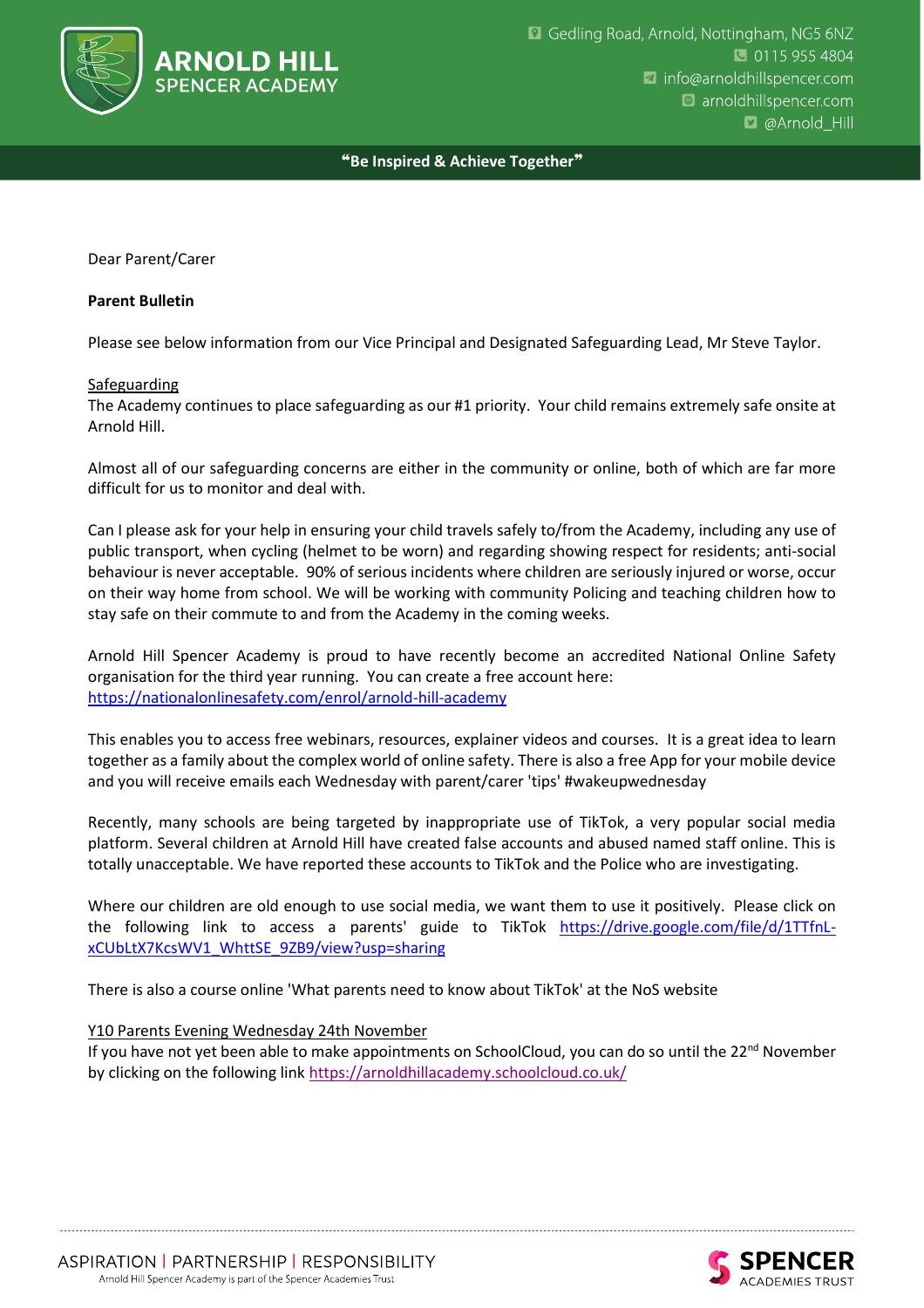Dear Parent/Carer

**Parent Bulletin**

Please see below information from our Vice Principal and Designated Safeguarding Lead, Mr Steve Taylor.

<u>Safeguarding</u>

The Academy continues to place safeguarding as our #1 priority. Your child remains extremely safe onsite at Arnold Hill.

Almost all of our safeguarding concerns are either in the community or online, both of which are far more difficult for us to monitor and deal with.

Can I please ask for your help in ensuring your child travels safely to/from the Academy, including any use of public transport, when cycling (helmet to be worn) and regarding showing respect for residents; anti-social behaviour is never acceptable. 90% of serious incidents where children are seriously injured or worse, occur on their way home from school. We will be working with community Policing and teaching children how to stay safe on their commute to and from the Academy in the coming weeks.

Arnold Hill Spencer Academy is proud to have recently become an accredited National Online Safety organisation for the third year running. You can create a free account here: https://nationalonlinesafety.com/enrol/arnold-hill-academy

This enables you to access free webinars, resources, explainer videos and courses. It is a great idea to learn together as a family about the complex world of online safety. There is also a free App for your mobile device and you will receive emails each Wednesday with parent/carer 'tips' #wakeupwednesday

Recently, many schools are being targeted by inappropriate use of TikTok, a very popular social media platform. Several children at Arnold Hill have created false accounts and abused named staff online. This is totally unacceptable. We have reported these accounts to TikTok and the Police who are investigating.

Where our children are old enough to use social media, we want them to use it positively. Please click on the following link to access a parents' guide to TikTok https://drive.google.com/file/d/1TTfnL-xCUbLtX7KcsWV1_WhttSE_9ZB9/view?usp=sharing

There is also a course online 'What parents need to know about TikTok' at the NoS website

<u>Y10 Parents Evening Wednesday 24th November</u>

If you have not yet been able to make appointments on SchoolCloud, you can do so until the 22nd November by clicking on the following link https://arnoldhillacademy.schoolcloud.co.uk/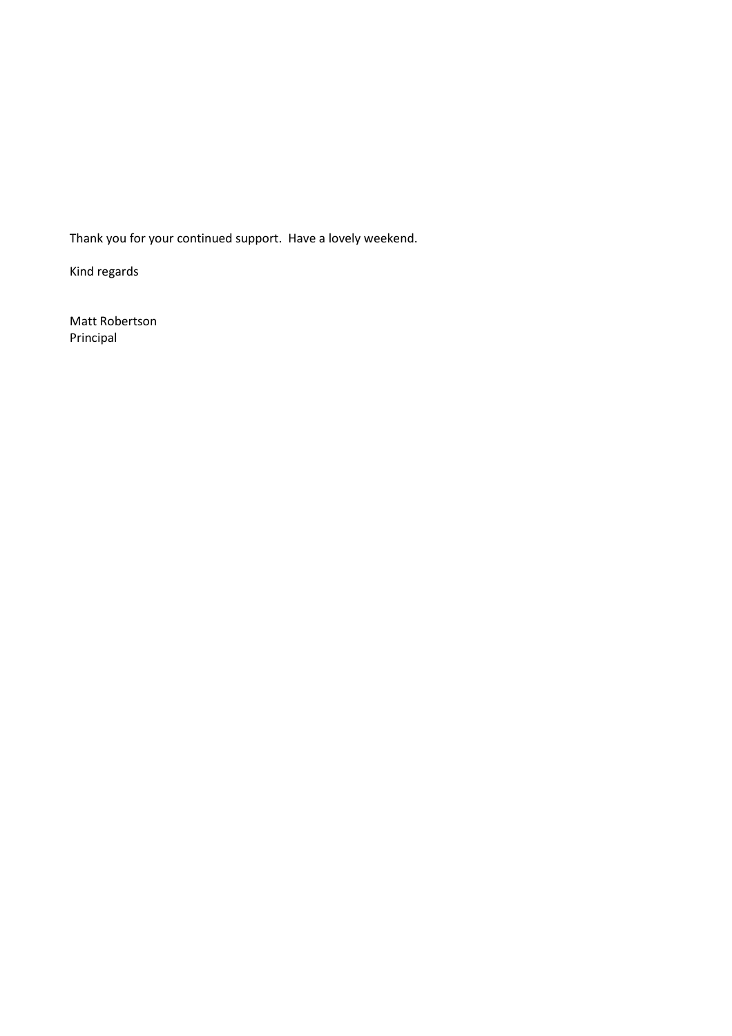Thank you for your continued support.  Have a lovely weekend.

Kind regards

Matt Robertson  
Principal